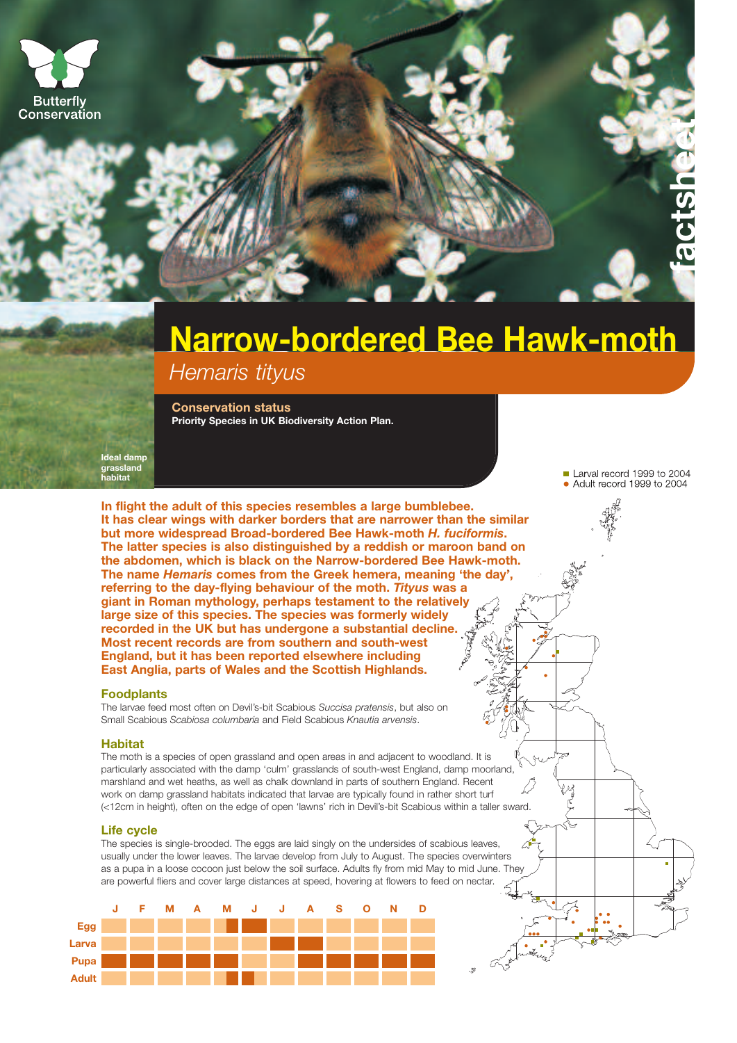Butterfly Conservation

factsheet

# Narrow-bordered Bee Hawk-moth

*Hemaris tityus*

**Conservation status**

**Priority Species in UK Biodiversity Action Plan.**

**Ideal damp grassland habitat**

■ Larval record 1999 to 2004
● Adult record 1999 to 2004

**In flight the adult of this species resembles a large bumblebee. It has clear wings with darker borders that are narrower than the similar but more widespread Broad-bordered Bee Hawk-moth *H. fuciformis*. The latter species is also distinguished by a reddish or maroon band on the abdomen, which is black on the Narrow-bordered Bee Hawk-moth. The name *Hemaris* comes from the Greek hemera, meaning 'the day', referring to the day-flying behaviour of the moth. *Tityus* was a giant in Roman mythology, perhaps testament to the relatively large size of this species. The species was formerly widely recorded in the UK but has undergone a substantial decline. Most recent records are from southern and south-west England, but it has been reported elsewhere including East Anglia, parts of Wales and the Scottish Highlands.**

## Foodplants

The larvae feed most often on Devil's-bit Scabious *Succisa pratensis*, but also on Small Scabious *Scabiosa columbaria* and Field Scabious *Knautia arvensis*.

## Habitat

The moth is a species of open grassland and open areas in and adjacent to woodland. It is particularly associated with the damp 'culm' grasslands of south-west England, damp moorland, marshland and wet heaths, as well as chalk downland in parts of southern England. Recent work on damp grassland habitats indicated that larvae are typically found in rather short turf (<12cm in height), often on the edge of open 'lawns' rich in Devil's-bit Scabious within a taller sward.

## Life cycle

The species is single-brooded. The eggs are laid singly on the undersides of scabious leaves, usually under the lower leaves. The larvae develop from July to August. The species overwinters as a pupa in a loose cocoon just below the soil surface. Adults fly from mid May to mid June. They are powerful fliers and cover large distances at speed, hovering at flowers to feed on nectar.

| | J | F | M | A | M | J | J | A | S | O | N | D |
|---|---|---|---|---|---|---|---|---|---|---|---|---|
| Egg | | | | | late | ■ | | | | | | |
| Larva | | | | | | | ■ | ■ | | | | |
| Pupa | ■ | ■ | ■ | ■ | ■ | | | ■ | ■ | ■ | ■ | ■ |
| Adult | | | | | late | early | | | | | | |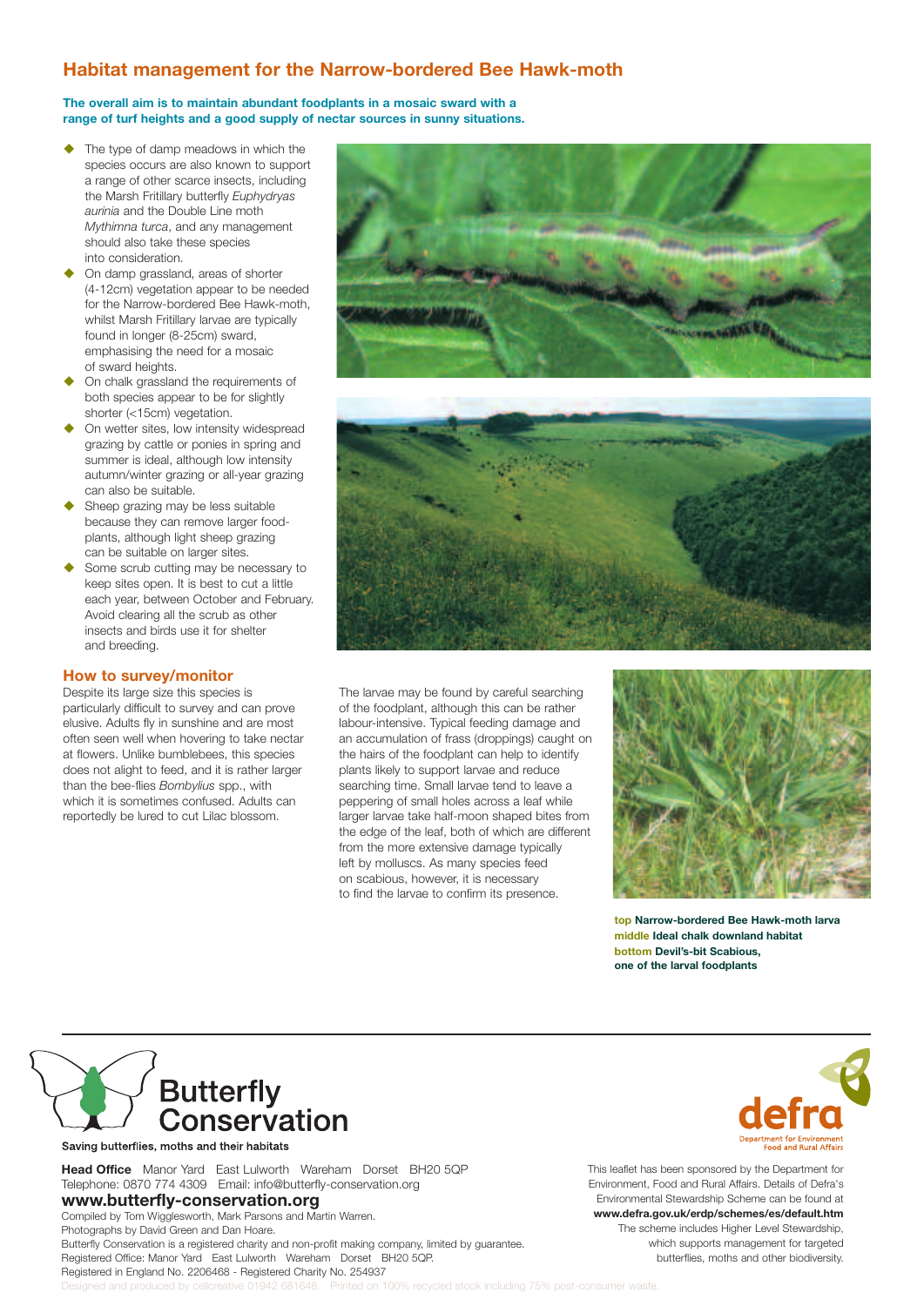## Habitat management for the Narrow-bordered Bee Hawk-moth

**The overall aim is to maintain abundant foodplants in a mosaic sward with a range of turf heights and a good supply of nectar sources in sunny situations.**

- The type of damp meadows in which the species occurs are also known to support a range of other scarce insects, including the Marsh Fritillary butterfly *Euphydryas aurinia* and the Double Line moth *Mythimna turca*, and any management should also take these species into consideration.
- On damp grassland, areas of shorter (4-12cm) vegetation appear to be needed for the Narrow-bordered Bee Hawk-moth, whilst Marsh Fritillary larvae are typically found in longer (8-25cm) sward, emphasising the need for a mosaic of sward heights.
- On chalk grassland the requirements of both species appear to be for slightly shorter (<15cm) vegetation.
- On wetter sites, low intensity widespread grazing by cattle or ponies in spring and summer is ideal, although low intensity autumn/winter grazing or all-year grazing can also be suitable.
- Sheep grazing may be less suitable because they can remove larger foodplants, although light sheep grazing can be suitable on larger sites.
- Some scrub cutting may be necessary to keep sites open. It is best to cut a little each year, between October and February. Avoid clearing all the scrub as other insects and birds use it for shelter and breeding.

### How to survey/monitor

Despite its large size this species is particularly difficult to survey and can prove elusive. Adults fly in sunshine and are most often seen well when hovering to take nectar at flowers. Unlike bumblebees, this species does not alight to feed, and it is rather larger than the bee-flies *Bombylius* spp., with which it is sometimes confused. Adults can reportedly be lured to cut Lilac blossom.

The larvae may be found by careful searching of the foodplant, although this can be rather labour-intensive. Typical feeding damage and an accumulation of frass (droppings) caught on the hairs of the foodplant can help to identify plants likely to support larvae and reduce searching time. Small larvae tend to leave a peppering of small holes across a leaf while larger larvae take half-moon shaped bites from the edge of the leaf, both of which are different from the more extensive damage typically left by molluscs. As many species feed on scabious, however, it is necessary to find the larvae to confirm its presence.

**top** Narrow-bordered Bee Hawk-moth larva
**middle** Ideal chalk downland habitat
**bottom** Devil's-bit Scabious, one of the larval foodplants

---

**Butterfly Conservation**
Saving butterflies, moths and their habitats

**Head Office** Manor Yard East Lulworth Wareham Dorset BH20 5QP
Telephone: 0870 774 4309 Email: info@butterfly-conservation.org
**www.butterfly-conservation.org**
Compiled by Tom Wigglesworth, Mark Parsons and Martin Warren.
Photographs by David Green and Dan Hoare.
Butterfly Conservation is a registered charity and non-profit making company, limited by guarantee.
Registered Office: Manor Yard East Lulworth Wareham Dorset BH20 5QP.
Registered in England No. 2206468 - Registered Charity No. 254937
Designed and produced by cellcreative 01942 681648. Printed on 100% recycled stock including 75% post-consumer waste.

**defra** Department for Environment Food and Rural Affairs

This leaflet has been sponsored by the Department for Environment, Food and Rural Affairs. Details of Defra's Environmental Stewardship Scheme can be found at **www.defra.gov.uk/erdp/schemes/es/default.htm** The scheme includes Higher Level Stewardship, which supports management for targeted butterflies, moths and other biodiversity.